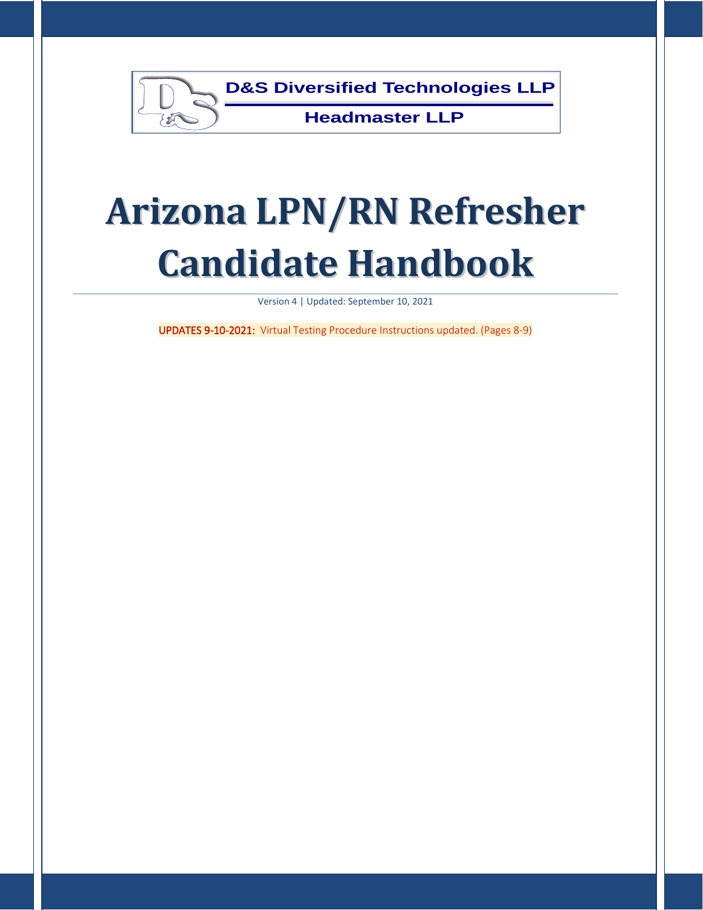D&S Diversified Technologies LLP

Headmaster LLP

# Arizona LPN/RN Refresher Candidate Handbook

Version 4 | Updated: September 10, 2021

UPDATES 9-10-2021: Virtual Testing Procedure Instructions updated. (Pages 8-9)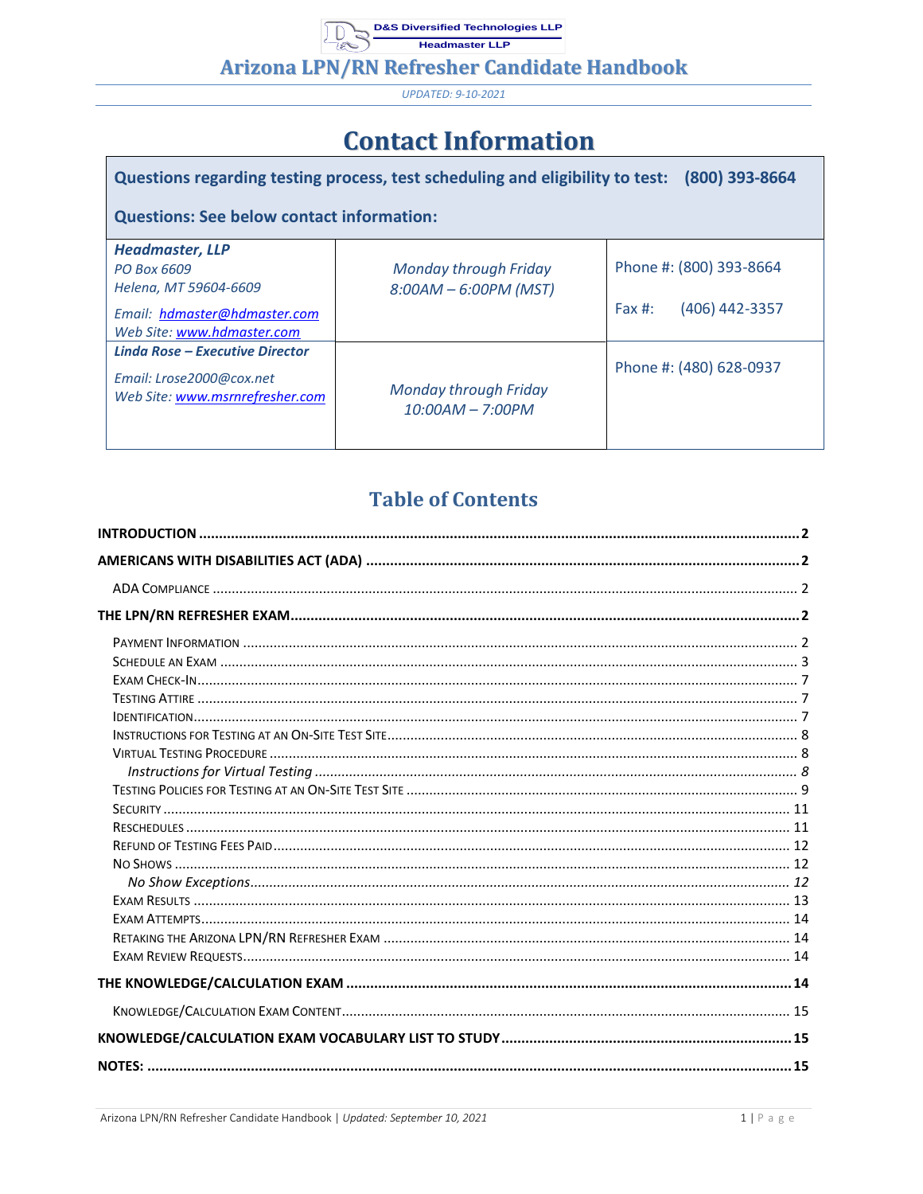# Arizona LPN/RN Refresher Candidate Handbook

*UPDATED: 9-10-2021*

# Contact Information

**Questions regarding testing process, test scheduling and eligibility to test: (800) 393-8664**

**Questions: See below contact information:**

| | | |
|---|---|---|
| ***Headmaster, LLP***<br>*PO Box 6609*<br>*Helena, MT 59604-6609*<br>*Email: hdmaster@hdmaster.com*<br>*Web Site: www.hdmaster.com* | *Monday through Friday*<br>*8:00AM – 6:00PM (MST)* | Phone #: (800) 393-8664<br>Fax #: (406) 442-3357 |
| ***Linda Rose – Executive Director***<br>*Email: Lrose2000@cox.net*<br>*Web Site: www.msrnrefresher.com* | *Monday through Friday*<br>*10:00AM – 7:00PM* | Phone #: (480) 628-0937 |

## Table of Contents

- **INTRODUCTION** ..... 2
- **AMERICANS WITH DISABILITIES ACT (ADA)** ..... 2
  - ADA Compliance ..... 2
- **THE LPN/RN REFRESHER EXAM** ..... 2
  - Payment Information ..... 2
  - Schedule an Exam ..... 3
  - Exam Check-In ..... 7
  - Testing Attire ..... 7
  - Identification ..... 7
  - Instructions for Testing at an On-Site Test Site ..... 8
  - Virtual Testing Procedure ..... 8
    - *Instructions for Virtual Testing* ..... 8
  - Testing Policies for Testing at an On-Site Test Site ..... 9
  - Security ..... 11
  - Reschedules ..... 11
  - Refund of Testing Fees Paid ..... 12
  - No Shows ..... 12
    - *No Show Exceptions* ..... 12
  - Exam Results ..... 13
  - Exam Attempts ..... 14
  - Retaking the Arizona LPN/RN Refresher Exam ..... 14
  - Exam Review Requests ..... 14
- **THE KNOWLEDGE/CALCULATION EXAM** ..... 14
  - Knowledge/Calculation Exam Content ..... 15
- **KNOWLEDGE/CALCULATION EXAM VOCABULARY LIST TO STUDY** ..... 15
- **NOTES:** ..... 15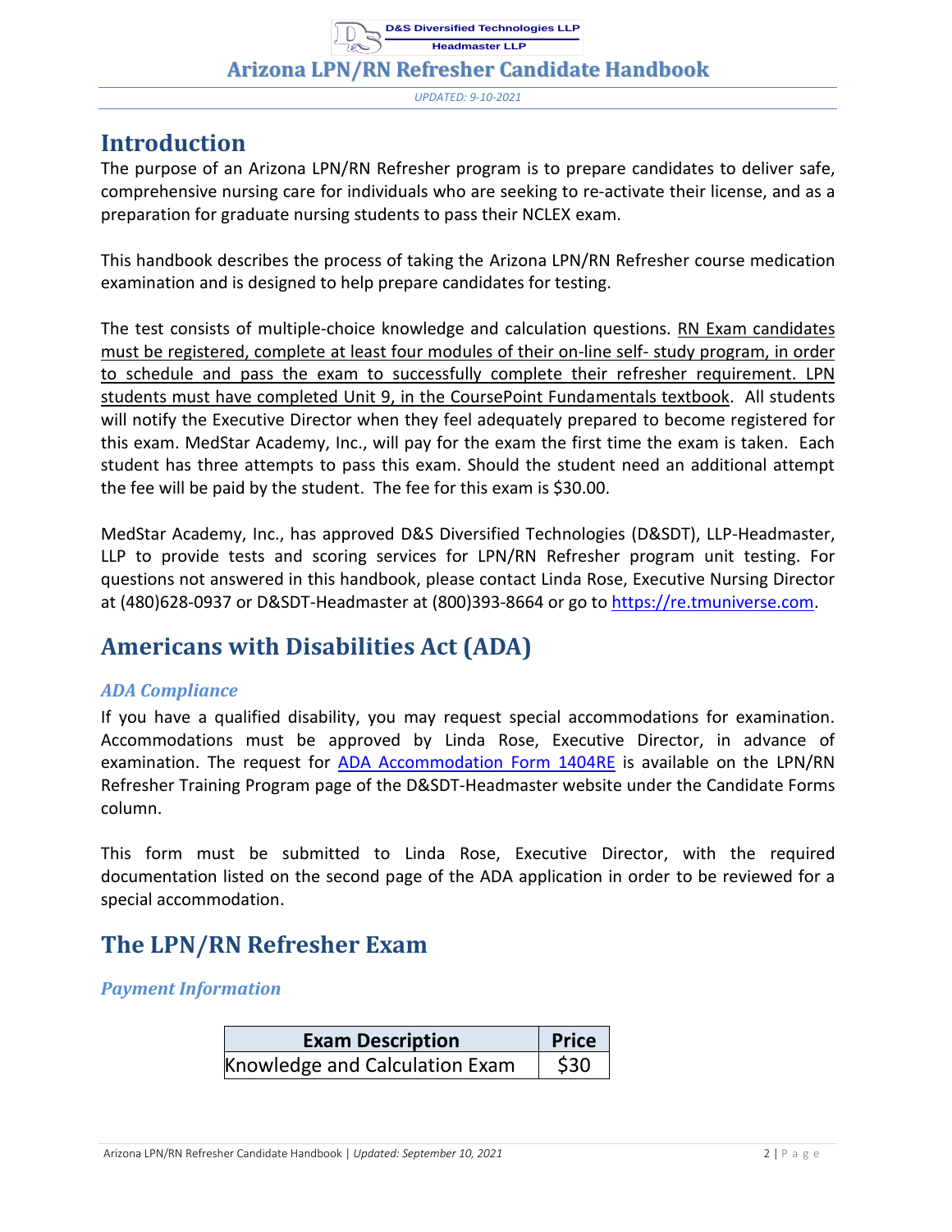# Introduction

The purpose of an Arizona LPN/RN Refresher program is to prepare candidates to deliver safe, comprehensive nursing care for individuals who are seeking to re-activate their license, and as a preparation for graduate nursing students to pass their NCLEX exam.

This handbook describes the process of taking the Arizona LPN/RN Refresher course medication examination and is designed to help prepare candidates for testing.

The test consists of multiple-choice knowledge and calculation questions. RN Exam candidates must be registered, complete at least four modules of their on-line self- study program, in order to schedule and pass the exam to successfully complete their refresher requirement. LPN students must have completed Unit 9, in the CoursePoint Fundamentals textbook. All students will notify the Executive Director when they feel adequately prepared to become registered for this exam. MedStar Academy, Inc., will pay for the exam the first time the exam is taken. Each student has three attempts to pass this exam. Should the student need an additional attempt the fee will be paid by the student. The fee for this exam is $30.00.

MedStar Academy, Inc., has approved D&S Diversified Technologies (D&SDT), LLP-Headmaster, LLP to provide tests and scoring services for LPN/RN Refresher program unit testing. For questions not answered in this handbook, please contact Linda Rose, Executive Nursing Director at (480)628-0937 or D&SDT-Headmaster at (800)393-8664 or go to [https://re.tmuniverse.com](https://re.tmuniverse.com).

# Americans with Disabilities Act (ADA)

### *ADA Compliance*

If you have a qualified disability, you may request special accommodations for examination. Accommodations must be approved by Linda Rose, Executive Director, in advance of examination. The request for ADA Accommodation Form 1404RE is available on the LPN/RN Refresher Training Program page of the D&SDT-Headmaster website under the Candidate Forms column.

This form must be submitted to Linda Rose, Executive Director, with the required documentation listed on the second page of the ADA application in order to be reviewed for a special accommodation.

# The LPN/RN Refresher Exam

### *Payment Information*

| Exam Description | Price |
| --- | --- |
| Knowledge and Calculation Exam | $30 |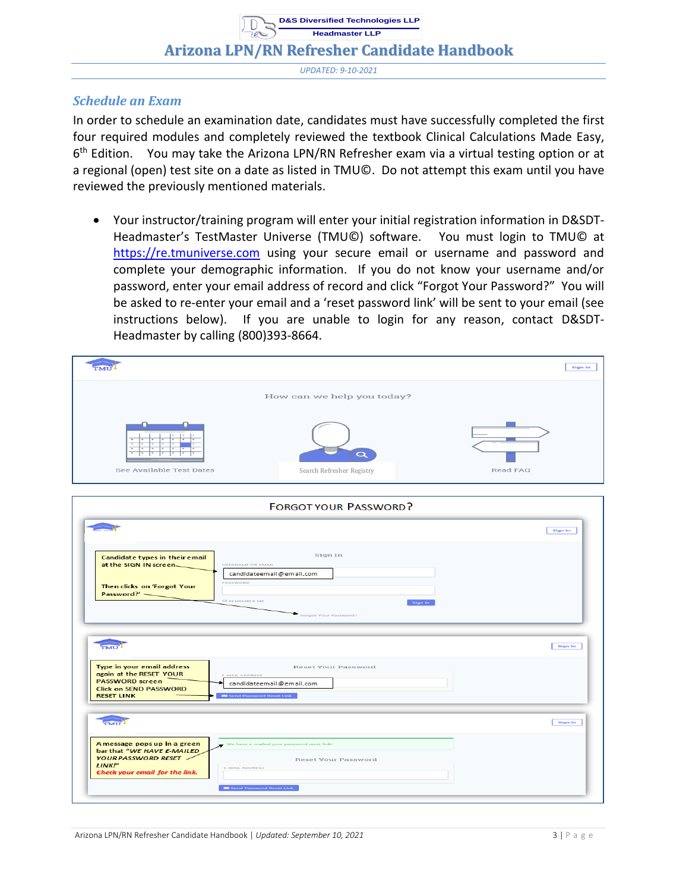## Schedule an Exam

In order to schedule an examination date, candidates must have successfully completed the first four required modules and completely reviewed the textbook Clinical Calculations Made Easy, 6th Edition. You may take the Arizona LPN/RN Refresher exam via a virtual testing option or at a regional (open) test site on a date as listed in TMU©. Do not attempt this exam until you have reviewed the previously mentioned materials.

- Your instructor/training program will enter your initial registration information in D&SDT-Headmaster's TestMaster Universe (TMU©) software. You must login to TMU© at https://re.tmuniverse.com using your secure email or username and password and complete your demographic information. If you do not know your username and/or password, enter your email address of record and click "Forgot Your Password?" You will be asked to re-enter your email and a 'reset password link' will be sent to your email (see instructions below). If you are unable to login for any reason, contact D&SDT-Headmaster by calling (800)393-8664.

FORGOT YOUR PASSWORD?

Candidate types in their email at the SIGN IN screen

Then clicks on 'Forgot Your Password?'

Type in your email address again at the RESET YOUR PASSWORD screen
Click on SEND PASSWORD RESET LINK

A message pops up in a green bar that *"WE HAVE E-MAILED YOUR PASSWORD RESET LINK!"*
*Check your email for the link.*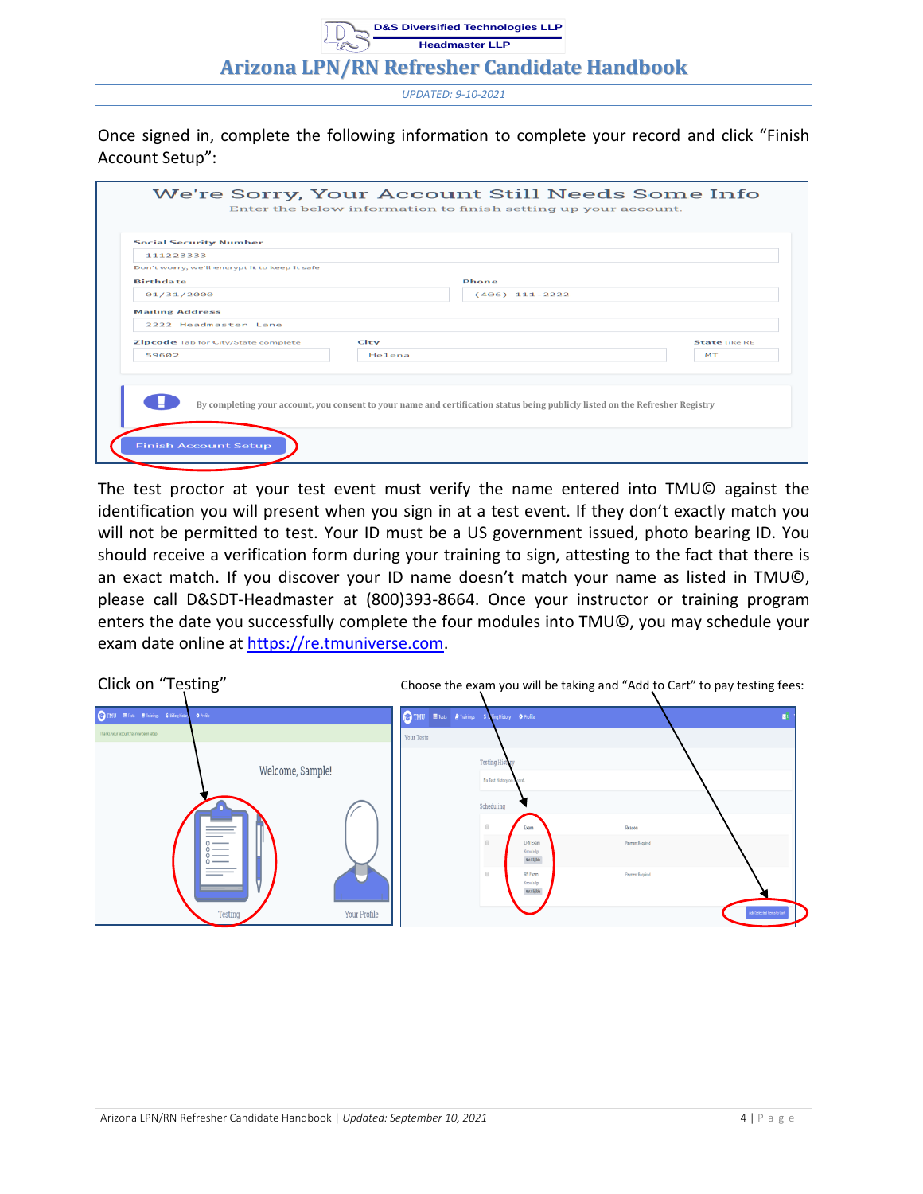Once signed in, complete the following information to complete your record and click "Finish Account Setup":

The test proctor at your test event must verify the name entered into TMU© against the identification you will present when you sign in at a test event. If they don't exactly match you will not be permitted to test. Your ID must be a US government issued, photo bearing ID. You should receive a verification form during your training to sign, attesting to the fact that there is an exact match. If you discover your ID name doesn't match your name as listed in TMU©, please call D&SDT-Headmaster at (800)393-8664. Once your instructor or training program enters the date you successfully complete the four modules into TMU©, you may schedule your exam date online at [https://re.tmuniverse.com](https://re.tmuniverse.com).

Click on "Testing"

Choose the exam you will be taking and "Add to Cart" to pay testing fees: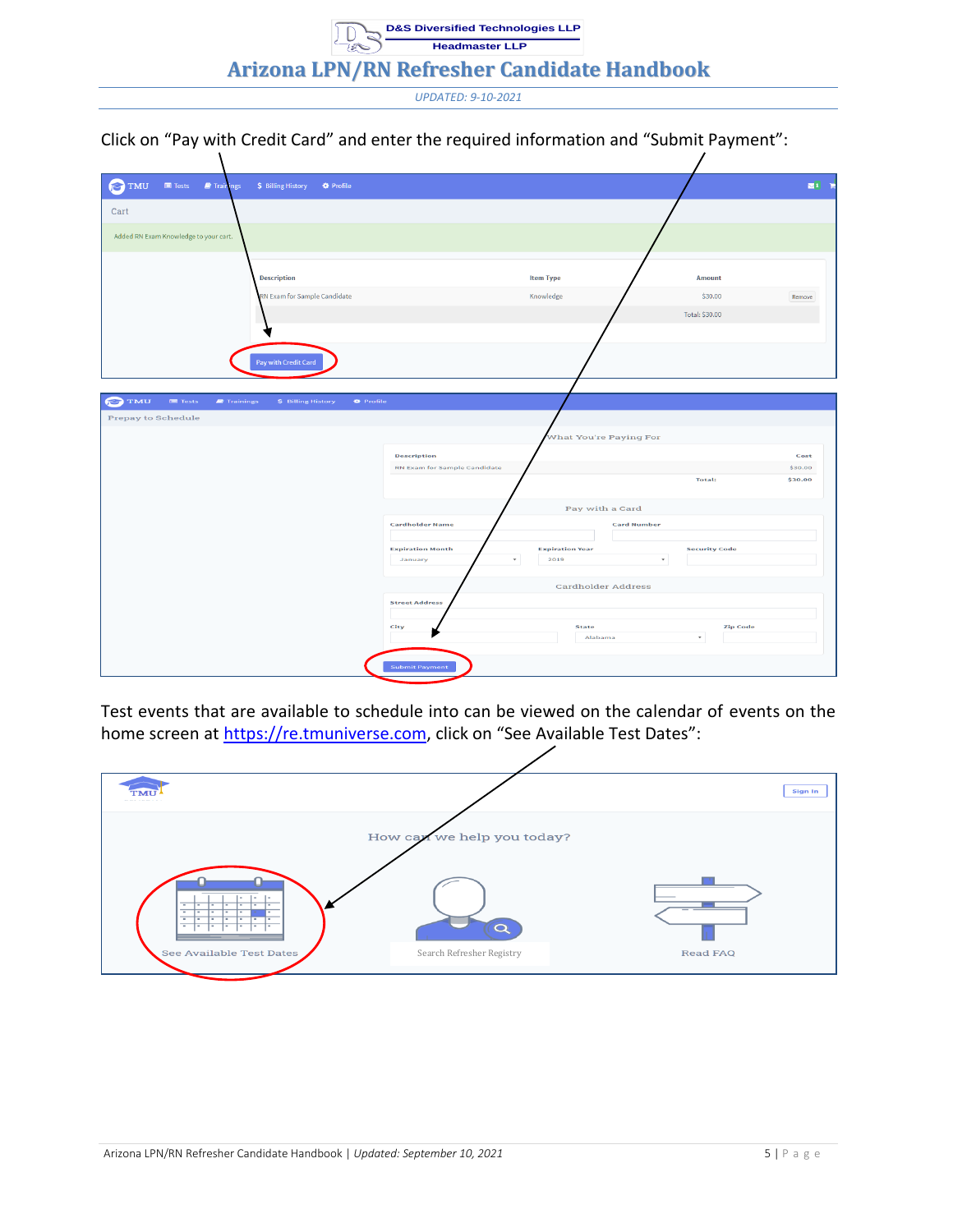Click on "Pay with Credit Card" and enter the required information and "Submit Payment":

Test events that are available to schedule into can be viewed on the calendar of events on the home screen at [https://re.tmuniverse.com](https://re.tmuniverse.com), click on "See Available Test Dates":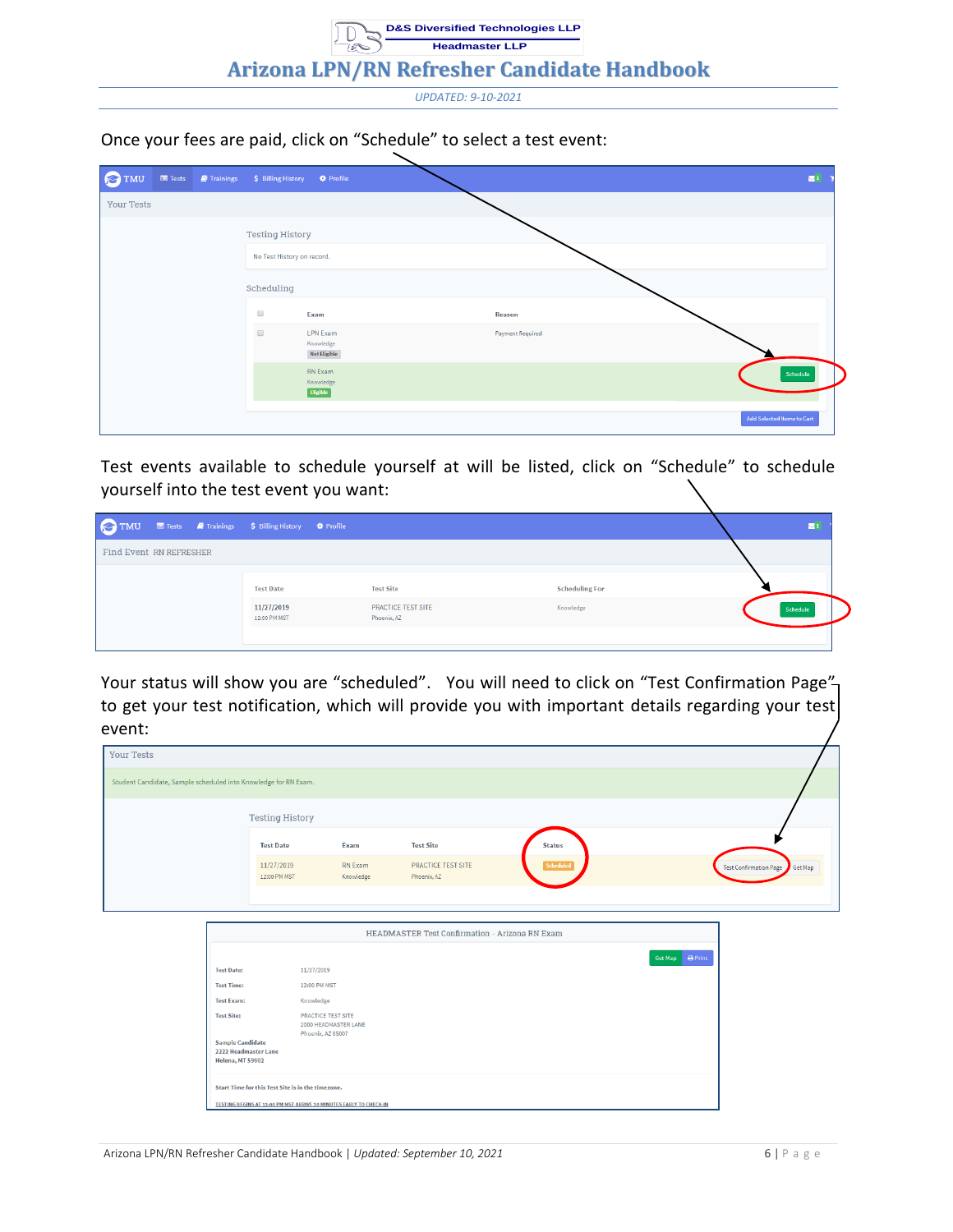Once your fees are paid, click on "Schedule" to select a test event:

Test events available to schedule yourself at will be listed, click on "Schedule" to schedule yourself into the test event you want:

Your status will show you are "scheduled". You will need to click on "Test Confirmation Page" to get your test notification, which will provide you with important details regarding your test event: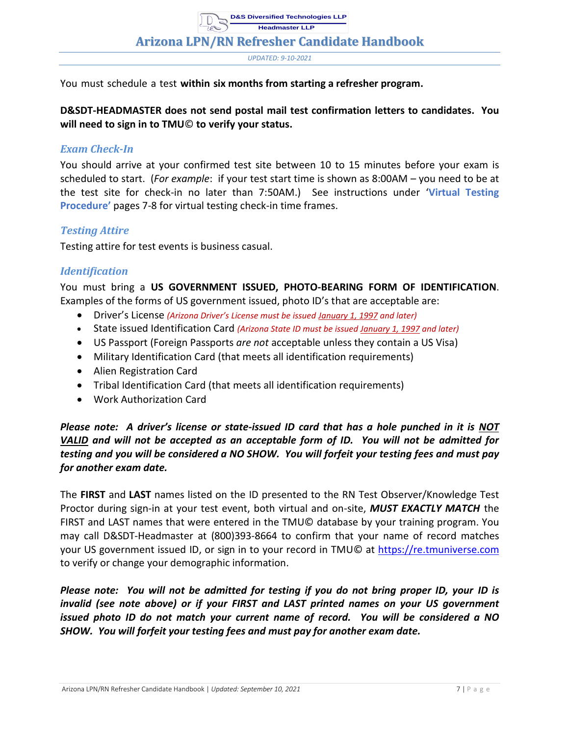You must schedule a test **within six months from starting a refresher program.**

**D&SDT-HEADMASTER does not send postal mail test confirmation letters to candidates. You will need to sign in to TMU© to verify your status.**

### *Exam Check-In*

You should arrive at your confirmed test site between 10 to 15 minutes before your exam is scheduled to start. (*For example*: if your test start time is shown as 8:00AM – you need to be at the test site for check-in no later than 7:50AM.) See instructions under '**Virtual Testing Procedure'** pages 7-8 for virtual testing check-in time frames.

### *Testing Attire*

Testing attire for test events is business casual.

### *Identification*

You must bring a **US GOVERNMENT ISSUED, PHOTO-BEARING FORM OF IDENTIFICATION**. Examples of the forms of US government issued, photo ID's that are acceptable are:

- Driver's License *(Arizona Driver's License must be issued January 1, 1997 and later)*
- State issued Identification Card *(Arizona State ID must be issued January 1, 1997 and later)*
- US Passport (Foreign Passports *are not* acceptable unless they contain a US Visa)
- Military Identification Card (that meets all identification requirements)
- Alien Registration Card
- Tribal Identification Card (that meets all identification requirements)
- Work Authorization Card

***Please note: A driver's license or state-issued ID card that has a hole punched in it is NOT VALID and will not be accepted as an acceptable form of ID. You will not be admitted for testing and you will be considered a NO SHOW. You will forfeit your testing fees and must pay for another exam date.***

The **FIRST** and **LAST** names listed on the ID presented to the RN Test Observer/Knowledge Test Proctor during sign-in at your test event, both virtual and on-site, ***MUST EXACTLY MATCH*** the FIRST and LAST names that were entered in the TMU© database by your training program. You may call D&SDT-Headmaster at (800)393-8664 to confirm that your name of record matches your US government issued ID, or sign in to your record in TMU© at https://re.tmuniverse.com to verify or change your demographic information.

***Please note: You will not be admitted for testing if you do not bring proper ID, your ID is invalid (see note above) or if your FIRST and LAST printed names on your US government issued photo ID do not match your current name of record. You will be considered a NO SHOW. You will forfeit your testing fees and must pay for another exam date.***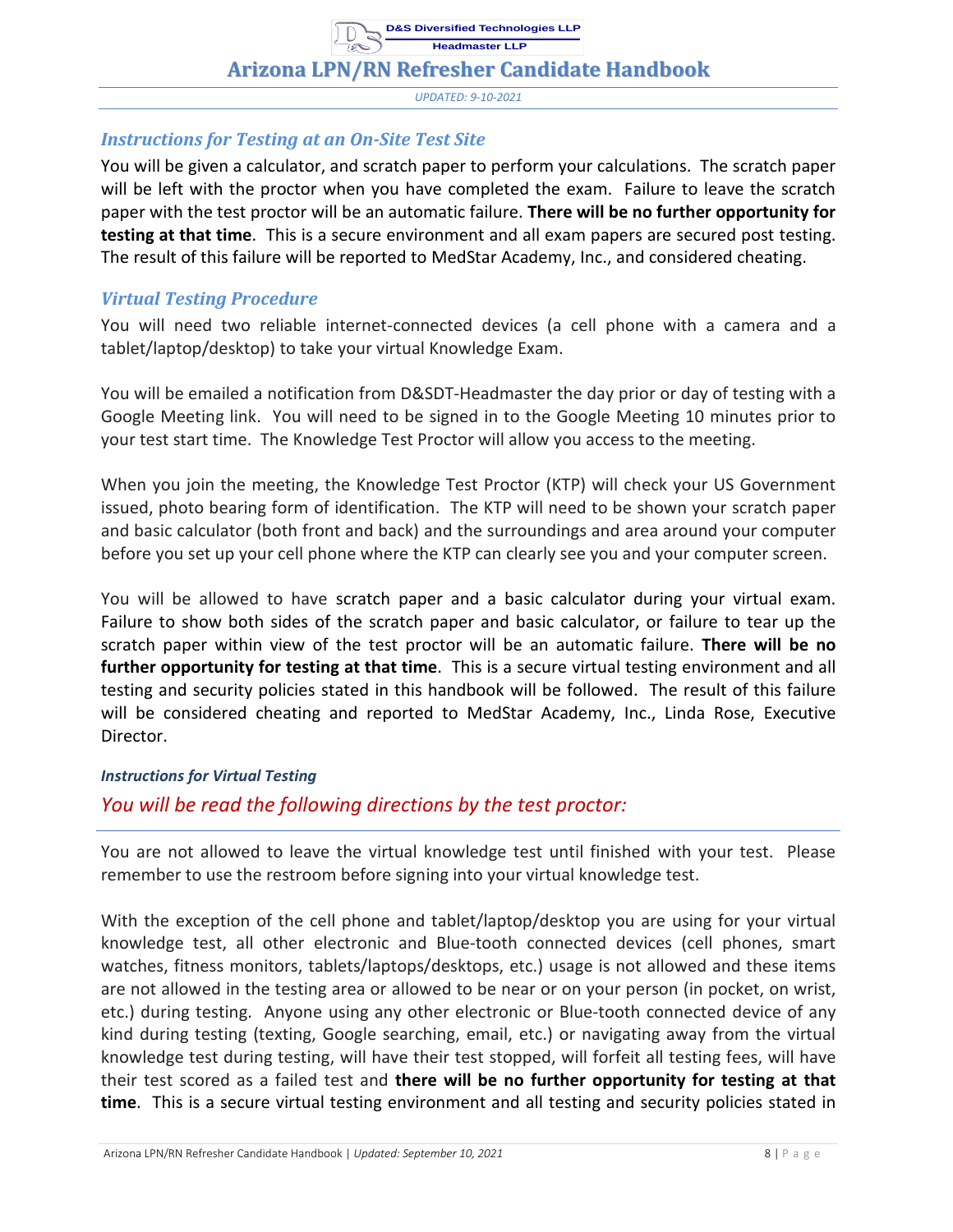### *Instructions for Testing at an On-Site Test Site*

You will be given a calculator, and scratch paper to perform your calculations. The scratch paper will be left with the proctor when you have completed the exam. Failure to leave the scratch paper with the test proctor will be an automatic failure. **There will be no further opportunity for testing at that time**. This is a secure environment and all exam papers are secured post testing. The result of this failure will be reported to MedStar Academy, Inc., and considered cheating.

### *Virtual Testing Procedure*

You will need two reliable internet-connected devices (a cell phone with a camera and a tablet/laptop/desktop) to take your virtual Knowledge Exam.

You will be emailed a notification from D&SDT-Headmaster the day prior or day of testing with a Google Meeting link. You will need to be signed in to the Google Meeting 10 minutes prior to your test start time. The Knowledge Test Proctor will allow you access to the meeting.

When you join the meeting, the Knowledge Test Proctor (KTP) will check your US Government issued, photo bearing form of identification. The KTP will need to be shown your scratch paper and basic calculator (both front and back) and the surroundings and area around your computer before you set up your cell phone where the KTP can clearly see you and your computer screen.

You will be allowed to have scratch paper and a basic calculator during your virtual exam. Failure to show both sides of the scratch paper and basic calculator, or failure to tear up the scratch paper within view of the test proctor will be an automatic failure. **There will be no further opportunity for testing at that time**. This is a secure virtual testing environment and all testing and security policies stated in this handbook will be followed. The result of this failure will be considered cheating and reported to MedStar Academy, Inc., Linda Rose, Executive Director.

#### ***Instructions for Virtual Testing***

*You will be read the following directions by the test proctor:*

---

You are not allowed to leave the virtual knowledge test until finished with your test. Please remember to use the restroom before signing into your virtual knowledge test.

With the exception of the cell phone and tablet/laptop/desktop you are using for your virtual knowledge test, all other electronic and Blue-tooth connected devices (cell phones, smart watches, fitness monitors, tablets/laptops/desktops, etc.) usage is not allowed and these items are not allowed in the testing area or allowed to be near or on your person (in pocket, on wrist, etc.) during testing. Anyone using any other electronic or Blue-tooth connected device of any kind during testing (texting, Google searching, email, etc.) or navigating away from the virtual knowledge test during testing, will have their test stopped, will forfeit all testing fees, will have their test scored as a failed test and **there will be no further opportunity for testing at that time**. This is a secure virtual testing environment and all testing and security policies stated in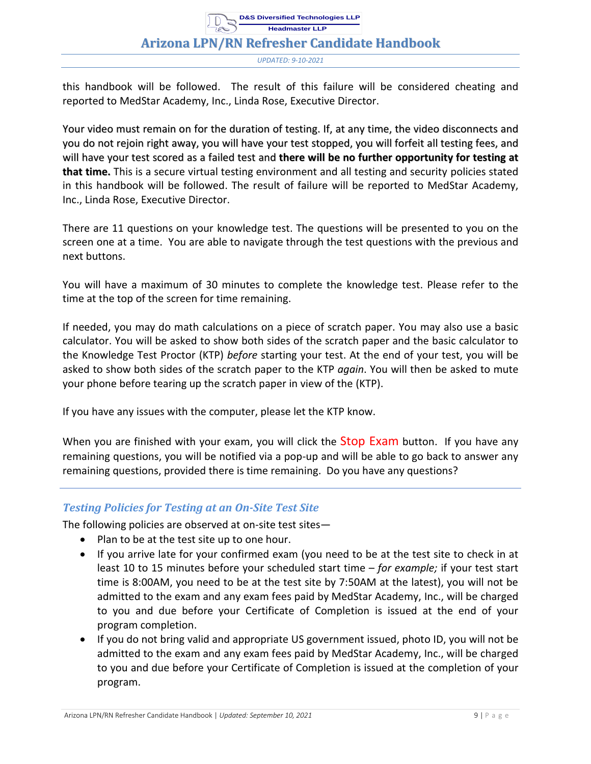this handbook will be followed. The result of this failure will be considered cheating and reported to MedStar Academy, Inc., Linda Rose, Executive Director.

Your video must remain on for the duration of testing. If, at any time, the video disconnects and you do not rejoin right away, you will have your test stopped, you will forfeit all testing fees, and will have your test scored as a failed test and **there will be no further opportunity for testing at that time.** This is a secure virtual testing environment and all testing and security policies stated in this handbook will be followed. The result of failure will be reported to MedStar Academy, Inc., Linda Rose, Executive Director.

There are 11 questions on your knowledge test. The questions will be presented to you on the screen one at a time. You are able to navigate through the test questions with the previous and next buttons.

You will have a maximum of 30 minutes to complete the knowledge test. Please refer to the time at the top of the screen for time remaining.

If needed, you may do math calculations on a piece of scratch paper. You may also use a basic calculator. You will be asked to show both sides of the scratch paper and the basic calculator to the Knowledge Test Proctor (KTP) *before* starting your test. At the end of your test, you will be asked to show both sides of the scratch paper to the KTP *again*. You will then be asked to mute your phone before tearing up the scratch paper in view of the (KTP).

If you have any issues with the computer, please let the KTP know.

When you are finished with your exam, you will click the Stop Exam button. If you have any remaining questions, you will be notified via a pop-up and will be able to go back to answer any remaining questions, provided there is time remaining. Do you have any questions?

### *Testing Policies for Testing at an On-Site Test Site*

The following policies are observed at on-site test sites—

- Plan to be at the test site up to one hour.
- If you arrive late for your confirmed exam (you need to be at the test site to check in at least 10 to 15 minutes before your scheduled start time – *for example;* if your test start time is 8:00AM, you need to be at the test site by 7:50AM at the latest), you will not be admitted to the exam and any exam fees paid by MedStar Academy, Inc., will be charged to you and due before your Certificate of Completion is issued at the end of your program completion.
- If you do not bring valid and appropriate US government issued, photo ID, you will not be admitted to the exam and any exam fees paid by MedStar Academy, Inc., will be charged to you and due before your Certificate of Completion is issued at the completion of your program.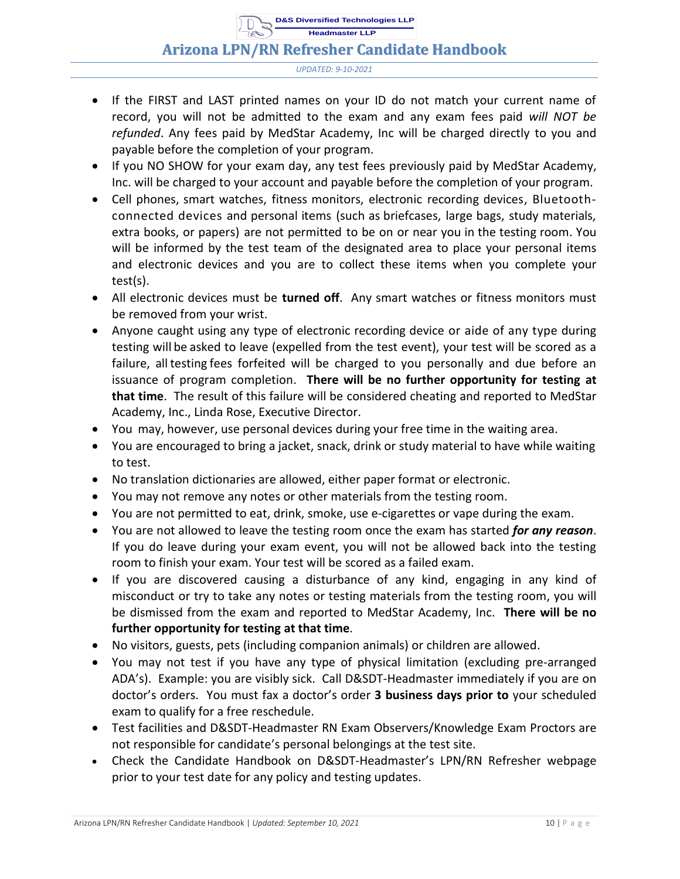- If the FIRST and LAST printed names on your ID do not match your current name of record, you will not be admitted to the exam and any exam fees paid *will NOT be refunded*. Any fees paid by MedStar Academy, Inc will be charged directly to you and payable before the completion of your program.
- If you NO SHOW for your exam day, any test fees previously paid by MedStar Academy, Inc. will be charged to your account and payable before the completion of your program.
- Cell phones, smart watches, fitness monitors, electronic recording devices, Bluetooth-connected devices and personal items (such as briefcases, large bags, study materials, extra books, or papers) are not permitted to be on or near you in the testing room. You will be informed by the test team of the designated area to place your personal items and electronic devices and you are to collect these items when you complete your test(s).
- All electronic devices must be **turned off**. Any smart watches or fitness monitors must be removed from your wrist.
- Anyone caught using any type of electronic recording device or aide of any type during testing will be asked to leave (expelled from the test event), your test will be scored as a failure, all testing fees forfeited will be charged to you personally and due before an issuance of program completion. **There will be no further opportunity for testing at that time**. The result of this failure will be considered cheating and reported to MedStar Academy, Inc., Linda Rose, Executive Director.
- You may, however, use personal devices during your free time in the waiting area.
- You are encouraged to bring a jacket, snack, drink or study material to have while waiting to test.
- No translation dictionaries are allowed, either paper format or electronic.
- You may not remove any notes or other materials from the testing room.
- You are not permitted to eat, drink, smoke, use e-cigarettes or vape during the exam.
- You are not allowed to leave the testing room once the exam has started ***for any reason***. If you do leave during your exam event, you will not be allowed back into the testing room to finish your exam. Your test will be scored as a failed exam.
- If you are discovered causing a disturbance of any kind, engaging in any kind of misconduct or try to take any notes or testing materials from the testing room, you will be dismissed from the exam and reported to MedStar Academy, Inc. **There will be no further opportunity for testing at that time**.
- No visitors, guests, pets (including companion animals) or children are allowed.
- You may not test if you have any type of physical limitation (excluding pre-arranged ADA's). Example: you are visibly sick. Call D&SDT-Headmaster immediately if you are on doctor's orders. You must fax a doctor's order **3 business days prior to** your scheduled exam to qualify for a free reschedule.
- Test facilities and D&SDT-Headmaster RN Exam Observers/Knowledge Exam Proctors are not responsible for candidate's personal belongings at the test site.
- Check the Candidate Handbook on D&SDT-Headmaster's LPN/RN Refresher webpage prior to your test date for any policy and testing updates.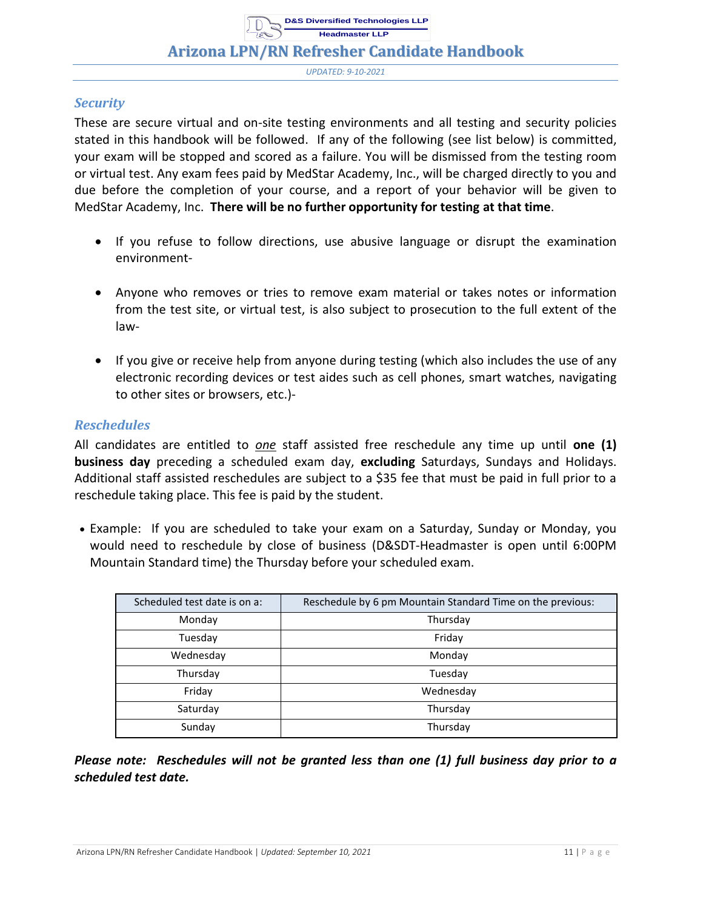### Security

These are secure virtual and on-site testing environments and all testing and security policies stated in this handbook will be followed. If any of the following (see list below) is committed, your exam will be stopped and scored as a failure. You will be dismissed from the testing room or virtual test. Any exam fees paid by MedStar Academy, Inc., will be charged directly to you and due before the completion of your course, and a report of your behavior will be given to MedStar Academy, Inc. **There will be no further opportunity for testing at that time**.

- If you refuse to follow directions, use abusive language or disrupt the examination environment-
- Anyone who removes or tries to remove exam material or takes notes or information from the test site, or virtual test, is also subject to prosecution to the full extent of the law-
- If you give or receive help from anyone during testing (which also includes the use of any electronic recording devices or test aides such as cell phones, smart watches, navigating to other sites or browsers, etc.)-

### Reschedules

All candidates are entitled to ***one*** staff assisted free reschedule any time up until **one (1) business day** preceding a scheduled exam day, **excluding** Saturdays, Sundays and Holidays. Additional staff assisted reschedules are subject to a $35 fee that must be paid in full prior to a reschedule taking place. This fee is paid by the student.

- Example: If you are scheduled to take your exam on a Saturday, Sunday or Monday, you would need to reschedule by close of business (D&SDT-Headmaster is open until 6:00PM Mountain Standard time) the Thursday before your scheduled exam.

| Scheduled test date is on a: | Reschedule by 6 pm Mountain Standard Time on the previous: |
|---|---|
| Monday | Thursday |
| Tuesday | Friday |
| Wednesday | Monday |
| Thursday | Tuesday |
| Friday | Wednesday |
| Saturday | Thursday |
| Sunday | Thursday |

***Please note: Reschedules will not be granted less than one (1) full business day prior to a scheduled test date.***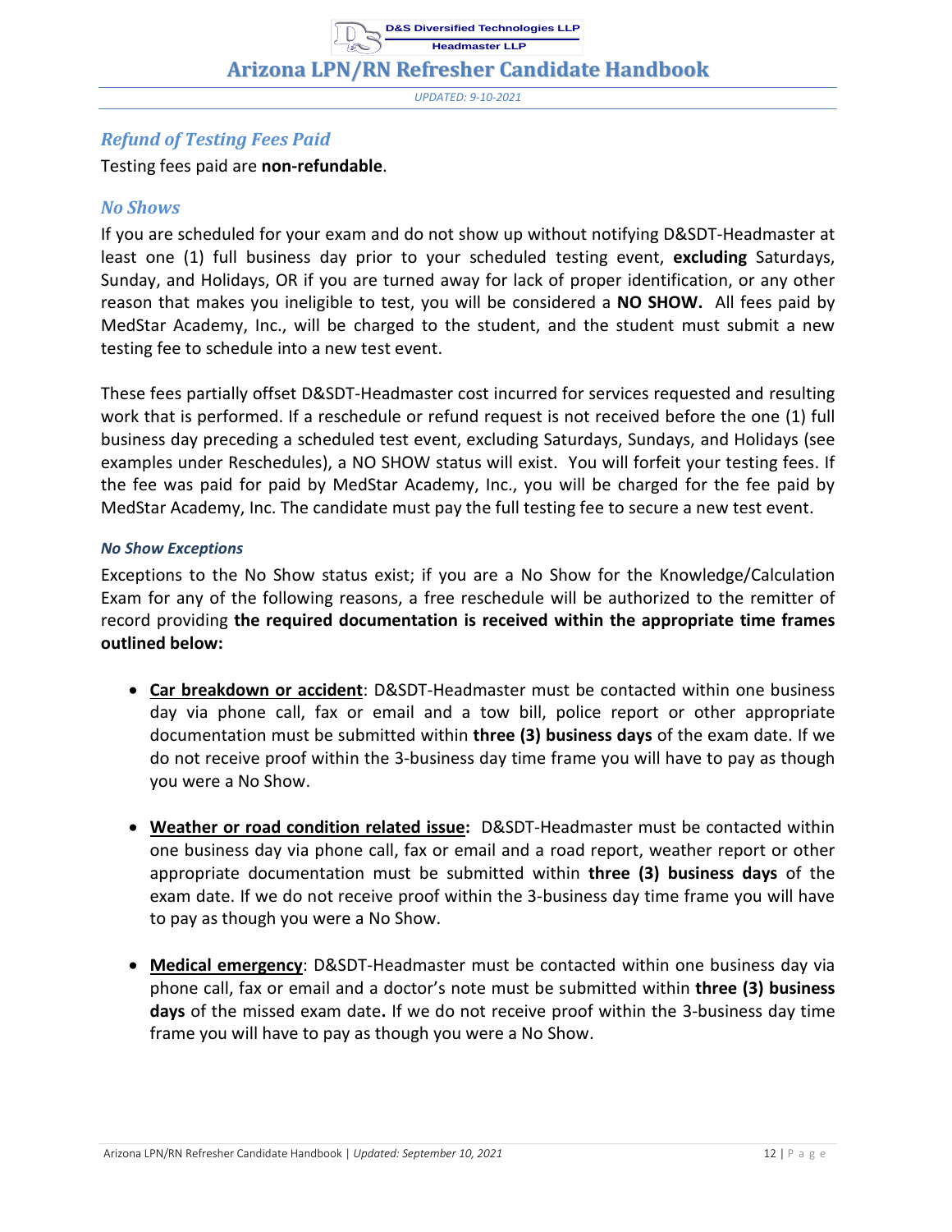## *Refund of Testing Fees Paid*

Testing fees paid are **non-refundable**.

## *No Shows*

If you are scheduled for your exam and do not show up without notifying D&SDT-Headmaster at least one (1) full business day prior to your scheduled testing event, **excluding** Saturdays, Sunday, and Holidays, OR if you are turned away for lack of proper identification, or any other reason that makes you ineligible to test, you will be considered a **NO SHOW.** All fees paid by MedStar Academy, Inc., will be charged to the student, and the student must submit a new testing fee to schedule into a new test event.

These fees partially offset D&SDT-Headmaster cost incurred for services requested and resulting work that is performed. If a reschedule or refund request is not received before the one (1) full business day preceding a scheduled test event, excluding Saturdays, Sundays, and Holidays (see examples under Reschedules), a NO SHOW status will exist. You will forfeit your testing fees. If the fee was paid for paid by MedStar Academy, Inc., you will be charged for the fee paid by MedStar Academy, Inc. The candidate must pay the full testing fee to secure a new test event.

### *No Show Exceptions*

Exceptions to the No Show status exist; if you are a No Show for the Knowledge/Calculation Exam for any of the following reasons, a free reschedule will be authorized to the remitter of record providing **the required documentation is received within the appropriate time frames outlined below:**

- **Car breakdown or accident**: D&SDT-Headmaster must be contacted within one business day via phone call, fax or email and a tow bill, police report or other appropriate documentation must be submitted within **three (3) business days** of the exam date. If we do not receive proof within the 3-business day time frame you will have to pay as though you were a No Show.

- **Weather or road condition related issue:** D&SDT-Headmaster must be contacted within one business day via phone call, fax or email and a road report, weather report or other appropriate documentation must be submitted within **three (3) business days** of the exam date. If we do not receive proof within the 3-business day time frame you will have to pay as though you were a No Show.

- **Medical emergency**: D&SDT-Headmaster must be contacted within one business day via phone call, fax or email and a doctor's note must be submitted within **three (3) business days** of the missed exam date**.** If we do not receive proof within the 3-business day time frame you will have to pay as though you were a No Show.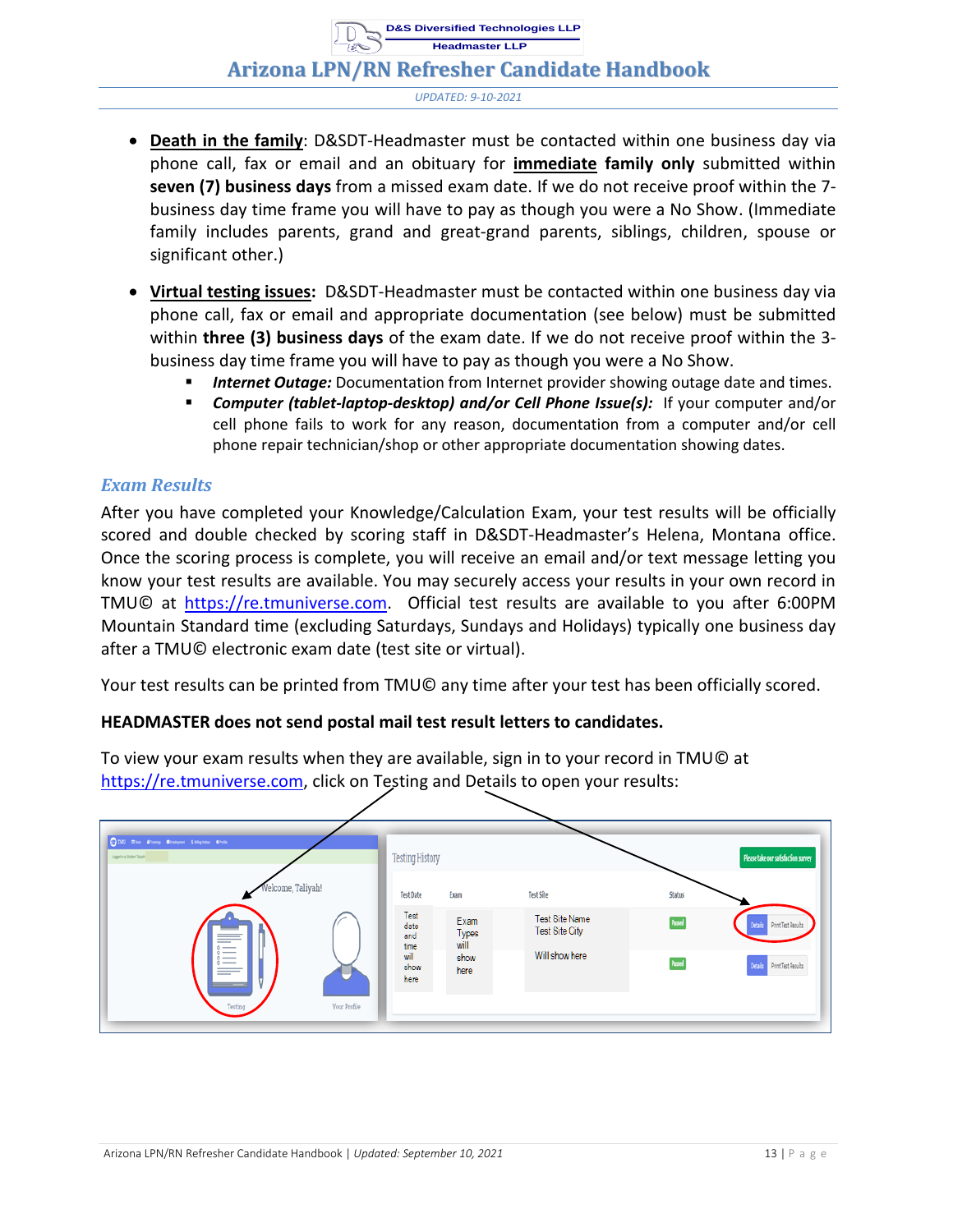- **Death in the family**: D&SDT-Headmaster must be contacted within one business day via phone call, fax or email and an obituary for **immediate family only** submitted within **seven (7) business days** from a missed exam date. If we do not receive proof within the 7-business day time frame you will have to pay as though you were a No Show. (Immediate family includes parents, grand and great-grand parents, siblings, children, spouse or significant other.)

- **Virtual testing issues:** D&SDT-Headmaster must be contacted within one business day via phone call, fax or email and appropriate documentation (see below) must be submitted within **three (3) business days** of the exam date. If we do not receive proof within the 3-business day time frame you will have to pay as though you were a No Show.
    - ***Internet Outage:*** Documentation from Internet provider showing outage date and times.
    - ***Computer (tablet-laptop-desktop) and/or Cell Phone Issue(s):*** If your computer and/or cell phone fails to work for any reason, documentation from a computer and/or cell phone repair technician/shop or other appropriate documentation showing dates.

## *Exam Results*

After you have completed your Knowledge/Calculation Exam, your test results will be officially scored and double checked by scoring staff in D&SDT-Headmaster's Helena, Montana office. Once the scoring process is complete, you will receive an email and/or text message letting you know your test results are available. You may securely access your results in your own record in TMU© at https://re.tmuniverse.com. Official test results are available to you after 6:00PM Mountain Standard time (excluding Saturdays, Sundays and Holidays) typically one business day after a TMU© electronic exam date (test site or virtual).

Your test results can be printed from TMU© any time after your test has been officially scored.

**HEADMASTER does not send postal mail test result letters to candidates.**

To view your exam results when they are available, sign in to your record in TMU© at https://re.tmuniverse.com, click on Testing and Details to open your results: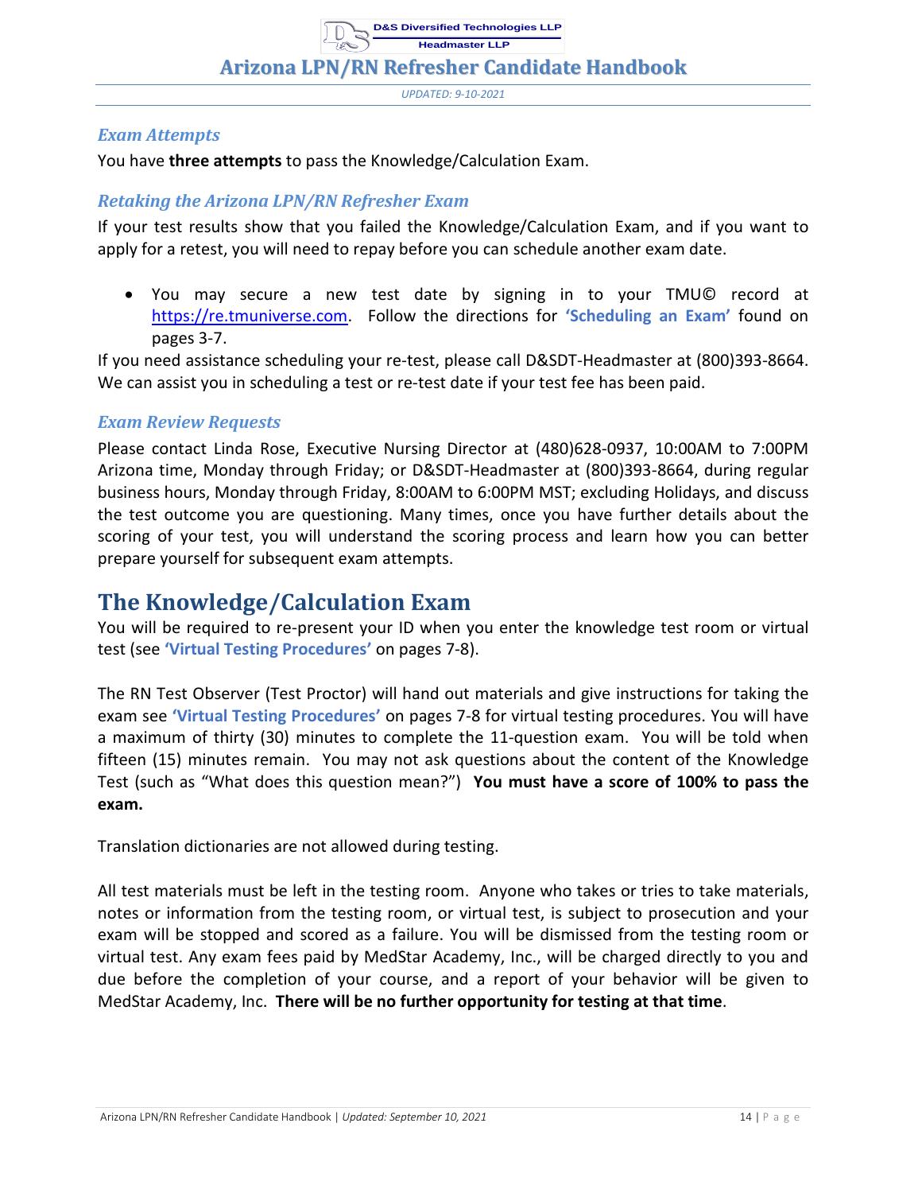### *Exam Attempts*

You have **three attempts** to pass the Knowledge/Calculation Exam.

### *Retaking the Arizona LPN/RN Refresher Exam*

If your test results show that you failed the Knowledge/Calculation Exam, and if you want to apply for a retest, you will need to repay before you can schedule another exam date.

- You may secure a new test date by signing in to your TMU© record at https://re.tmuniverse.com. Follow the directions for **'Scheduling an Exam'** found on pages 3-7.

If you need assistance scheduling your re-test, please call D&SDT-Headmaster at (800)393-8664. We can assist you in scheduling a test or re-test date if your test fee has been paid.

### *Exam Review Requests*

Please contact Linda Rose, Executive Nursing Director at (480)628-0937, 10:00AM to 7:00PM Arizona time, Monday through Friday; or D&SDT-Headmaster at (800)393-8664, during regular business hours, Monday through Friday, 8:00AM to 6:00PM MST; excluding Holidays, and discuss the test outcome you are questioning. Many times, once you have further details about the scoring of your test, you will understand the scoring process and learn how you can better prepare yourself for subsequent exam attempts.

## The Knowledge/Calculation Exam

You will be required to re-present your ID when you enter the knowledge test room or virtual test (see **'Virtual Testing Procedures'** on pages 7-8).

The RN Test Observer (Test Proctor) will hand out materials and give instructions for taking the exam see **'Virtual Testing Procedures'** on pages 7-8 for virtual testing procedures. You will have a maximum of thirty (30) minutes to complete the 11-question exam. You will be told when fifteen (15) minutes remain. You may not ask questions about the content of the Knowledge Test (such as "What does this question mean?") **You must have a score of 100% to pass the exam.**

Translation dictionaries are not allowed during testing.

All test materials must be left in the testing room. Anyone who takes or tries to take materials, notes or information from the testing room, or virtual test, is subject to prosecution and your exam will be stopped and scored as a failure. You will be dismissed from the testing room or virtual test. Any exam fees paid by MedStar Academy, Inc., will be charged directly to you and due before the completion of your course, and a report of your behavior will be given to MedStar Academy, Inc. **There will be no further opportunity for testing at that time**.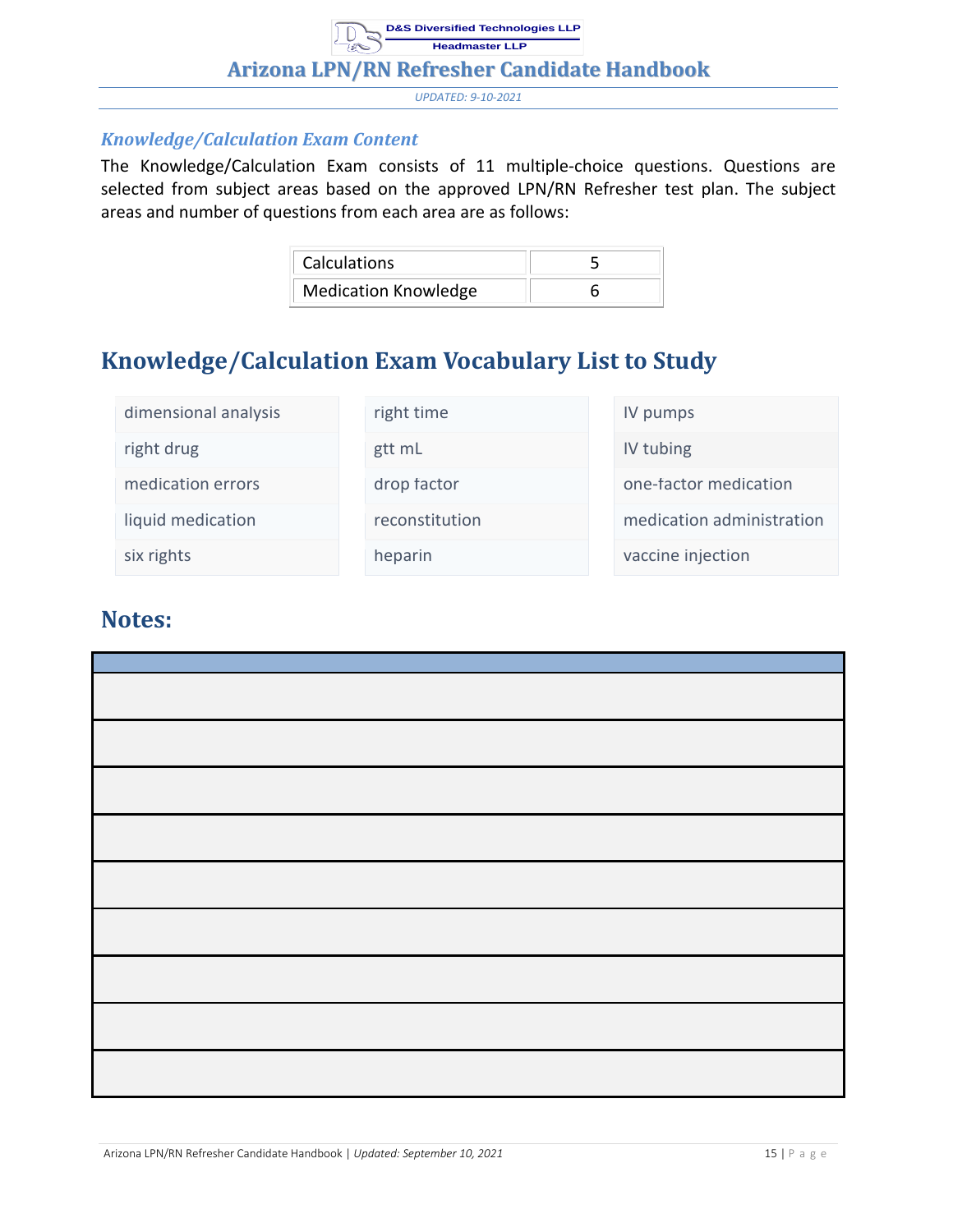### *Knowledge/Calculation Exam Content*

The Knowledge/Calculation Exam consists of 11 multiple-choice questions. Questions are selected from subject areas based on the approved LPN/RN Refresher test plan. The subject areas and number of questions from each area are as follows:

| | |
|---|---|
| Calculations | 5 |
| Medication Knowledge | 6 |

## Knowledge/Calculation Exam Vocabulary List to Study

| | | |
|---|---|---|
| dimensional analysis | right time | IV pumps |
| right drug | gtt mL | IV tubing |
| medication errors | drop factor | one-factor medication |
| liquid medication | reconstitution | medication administration |
| six rights | heparin | vaccine injection |

## Notes: